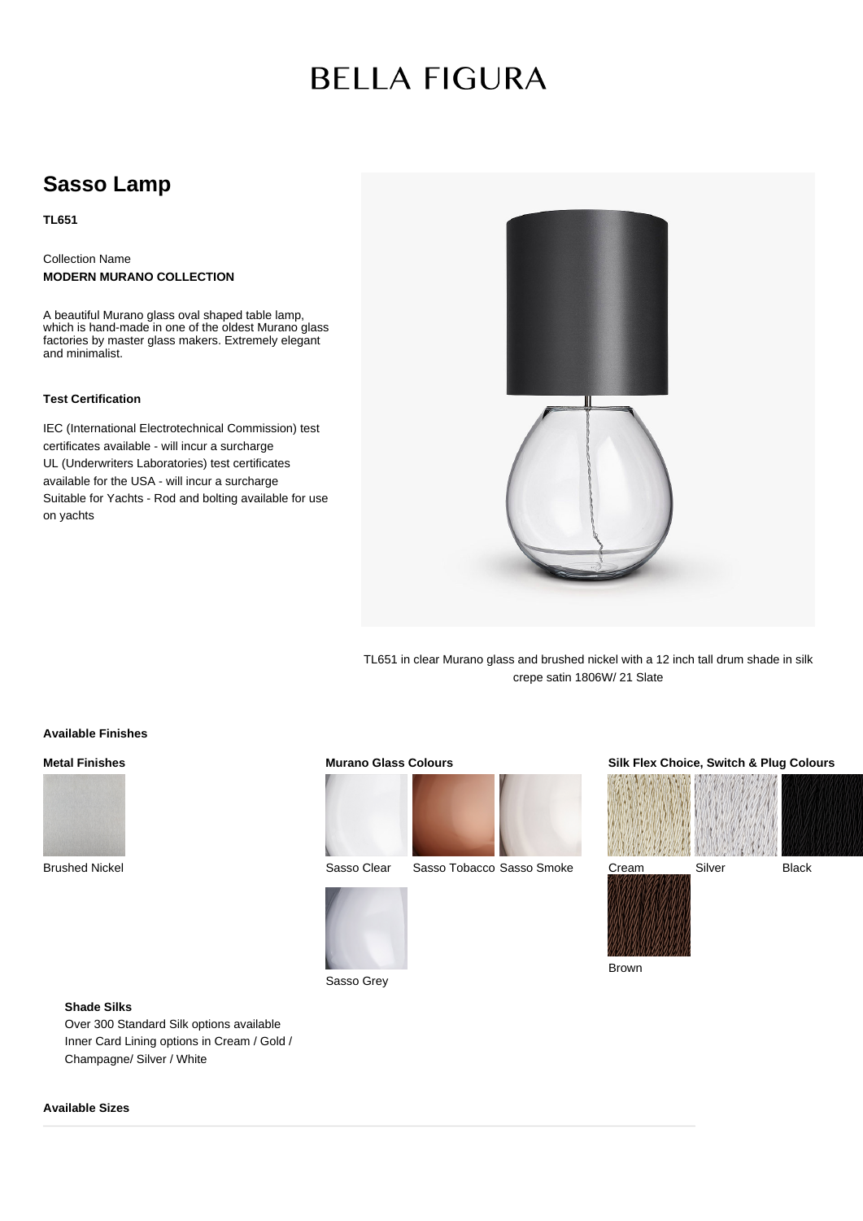# BELLA FIGURA

## Sasso Lamp

**TL651**

Collection Name
**MODERN MURANO COLLECTION**

A beautiful Murano glass oval shaped table lamp, which is hand-made in one of the oldest Murano glass factories by master glass makers. Extremely elegant and minimalist.

**Test Certification**

IEC (International Electrotechnical Commission) test certificates available - will incur a surcharge
UL (Underwriters Laboratories) test certificates available for the USA - will incur a surcharge
Suitable for Yachts - Rod and bolting available for use on yachts

TL651 in clear Murano glass and brushed nickel with a 12 inch tall drum shade in silk crepe satin 1806W/ 21 Slate

**Available Finishes**

**Metal Finishes**

Brushed Nickel

**Murano Glass Colours**

Sasso Clear
Sasso Tobacco
Sasso Smoke
Sasso Grey

**Silk Flex Choice, Switch & Plug Colours**

Cream
Silver
Black
Brown

**Shade Silks**

Over 300 Standard Silk options available
Inner Card Lining options in Cream / Gold / Champagne/ Silver / White

**Available Sizes**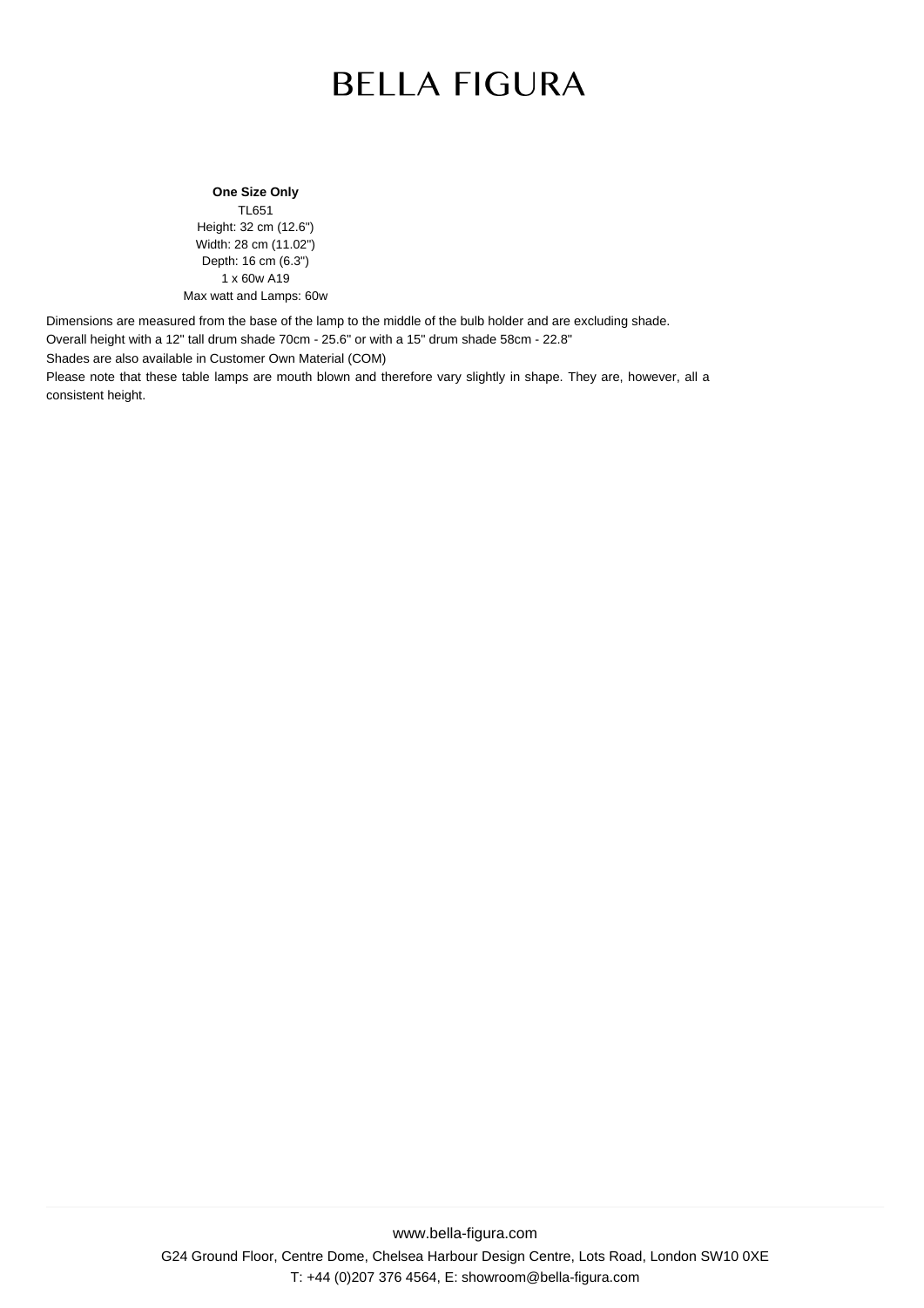**One Size Only**

TL651
Height: 32 cm (12.6")
Width: 28 cm (11.02")
Depth: 16 cm (6.3")
1 x 60w A19
Max watt and Lamps: 60w

Dimensions are measured from the base of the lamp to the middle of the bulb holder and are excluding shade.
Overall height with a 12" tall drum shade 70cm - 25.6" or with a 15" drum shade 58cm - 22.8"
Shades are also available in Customer Own Material (COM)
Please note that these table lamps are mouth blown and therefore vary slightly in shape. They are, however, all a consistent height.